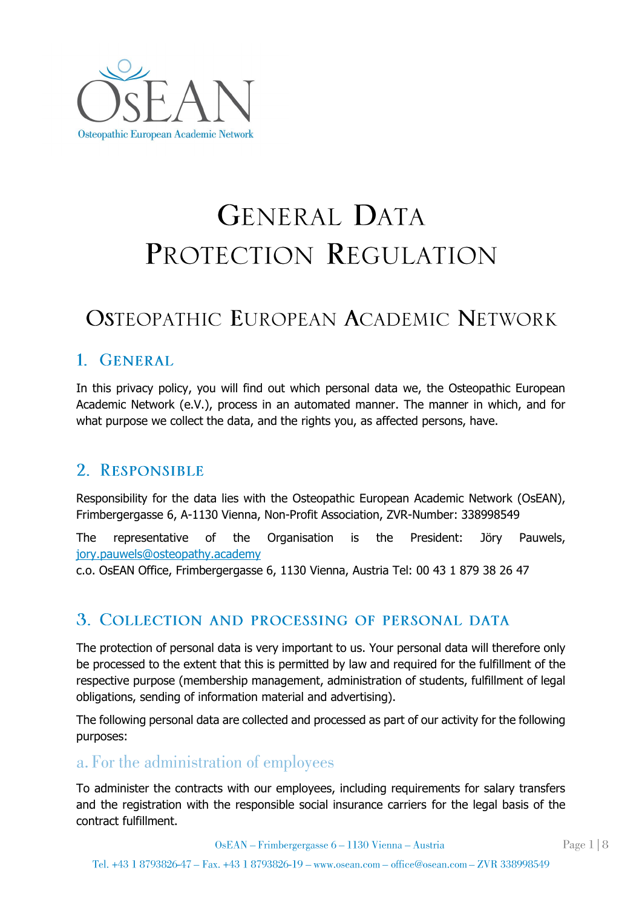OsEAN

Osteopathic European Academic Network

# General Data Protection Regulation

# Osteopathic European Academic Network

## 1. General

In this privacy policy, you will find out which personal data we, the Osteopathic European Academic Network (e.V.), process in an automated manner. The manner in which, and for what purpose we collect the data, and the rights you, as affected persons, have.

## 2. Responsible

Responsibility for the data lies with the Osteopathic European Academic Network (OsEAN), Frimbergergasse 6, A-1130 Vienna, Non-Profit Association, ZVR-Number: 338998549

The representative of the Organisation is the President: Jöry Pauwels, jory.pauwels@osteopathy.academy
c.o. OsEAN Office, Frimbergergasse 6, 1130 Vienna, Austria Tel: 00 43 1 879 38 26 47

## 3. Collection and processing of personal data

The protection of personal data is very important to us. Your personal data will therefore only be processed to the extent that this is permitted by law and required for the fulfillment of the respective purpose (membership management, administration of students, fulfillment of legal obligations, sending of information material and advertising).

The following personal data are collected and processed as part of our activity for the following purposes:

### a. For the administration of employees

To administer the contracts with our employees, including requirements for salary transfers and the registration with the responsible social insurance carriers for the legal basis of the contract fulfillment.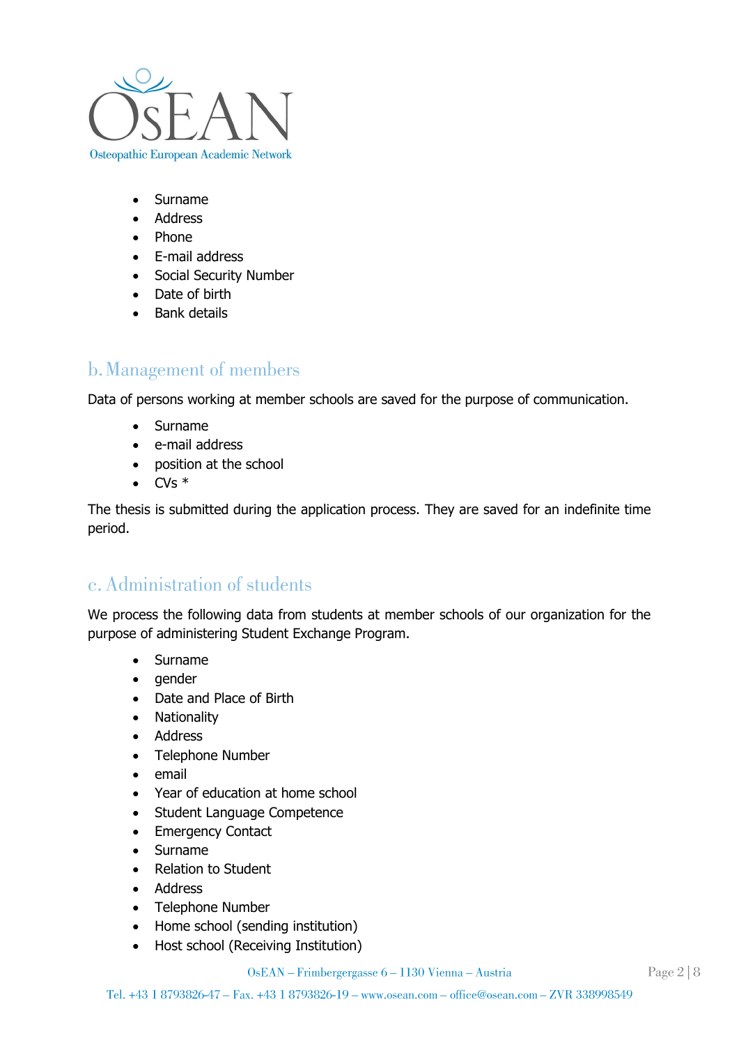- Surname
- Address
- Phone
- E-mail address
- Social Security Number
- Date of birth
- Bank details

## b. Management of members

Data of persons working at member schools are saved for the purpose of communication.

- Surname
- e-mail address
- position at the school
- CVs *

The thesis is submitted during the application process. They are saved for an indefinite time period.

## c. Administration of students

We process the following data from students at member schools of our organization for the purpose of administering Student Exchange Program.

- Surname
- gender
- Date and Place of Birth
- Nationality
- Address
- Telephone Number
- email
- Year of education at home school
- Student Language Competence
- Emergency Contact
- Surname
- Relation to Student
- Address
- Telephone Number
- Home school (sending institution)
- Host school (Receiving Institution)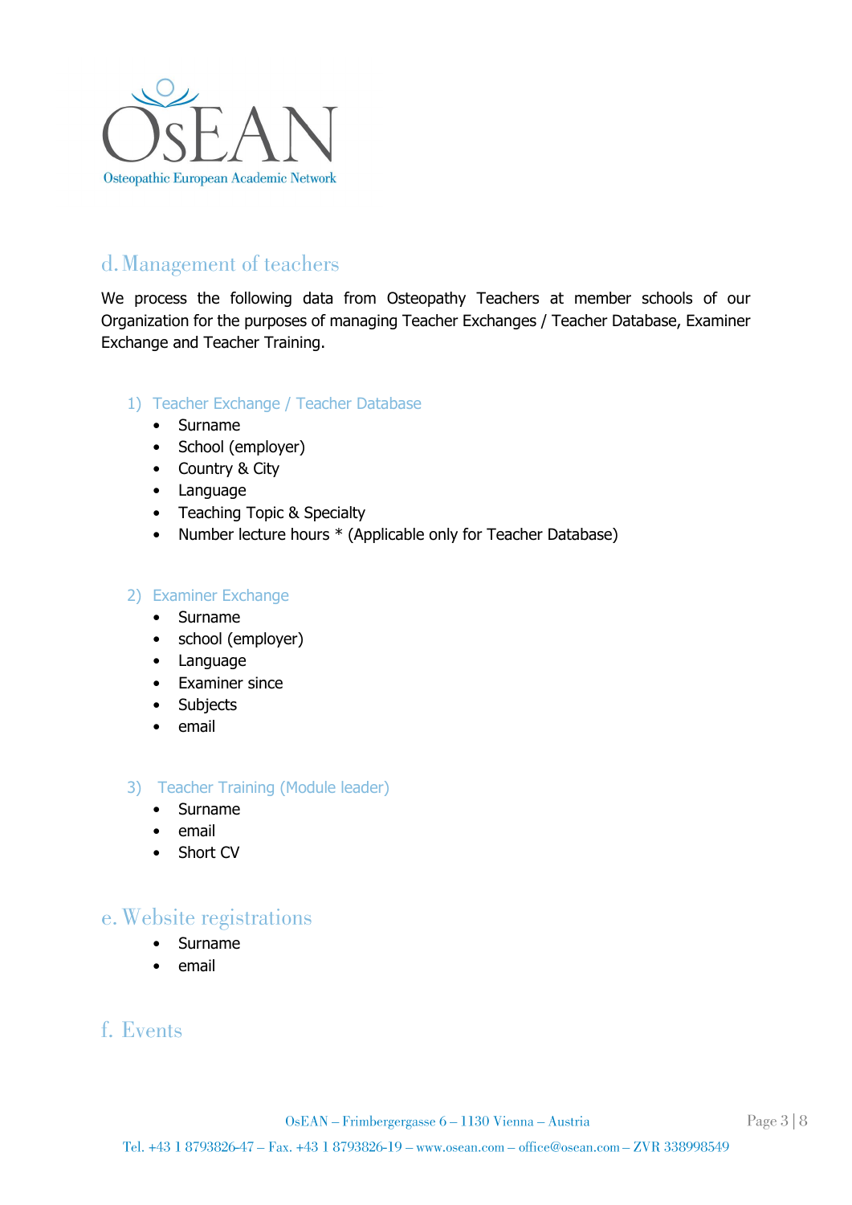## d. Management of teachers

We process the following data from Osteopathy Teachers at member schools of our Organization for the purposes of managing Teacher Exchanges / Teacher Database, Examiner Exchange and Teacher Training.

### 1) Teacher Exchange / Teacher Database

- Surname
- School (employer)
- Country & City
- Language
- Teaching Topic & Specialty
- Number lecture hours * (Applicable only for Teacher Database)

### 2) Examiner Exchange

- Surname
- school (employer)
- Language
- Examiner since
- Subjects
- email

### 3) Teacher Training (Module leader)

- Surname
- email
- Short CV

## e. Website registrations

- Surname
- email

## f. Events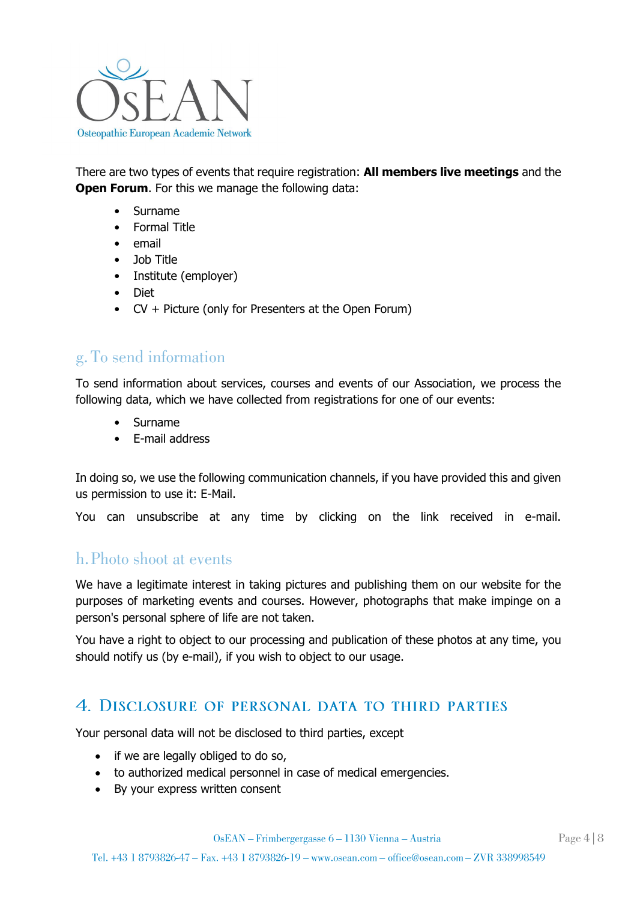There are two types of events that require registration: **All members live meetings** and the **Open Forum**. For this we manage the following data:

- Surname
- Formal Title
- email
- Job Title
- Institute (employer)
- Diet
- CV + Picture (only for Presenters at the Open Forum)

### g. To send information

To send information about services, courses and events of our Association, we process the following data, which we have collected from registrations for one of our events:

- Surname
- E-mail address

In doing so, we use the following communication channels, if you have provided this and given us permission to use it: E-Mail.

You can unsubscribe at any time by clicking on the link received in e-mail.

### h. Photo shoot at events

We have a legitimate interest in taking pictures and publishing them on our website for the purposes of marketing events and courses. However, photographs that make impinge on a person's personal sphere of life are not taken.

You have a right to object to our processing and publication of these photos at any time, you should notify us (by e-mail), if you wish to object to our usage.

## 4. Disclosure of personal data to third parties

Your personal data will not be disclosed to third parties, except

- if we are legally obliged to do so,
- to authorized medical personnel in case of medical emergencies.
- By your express written consent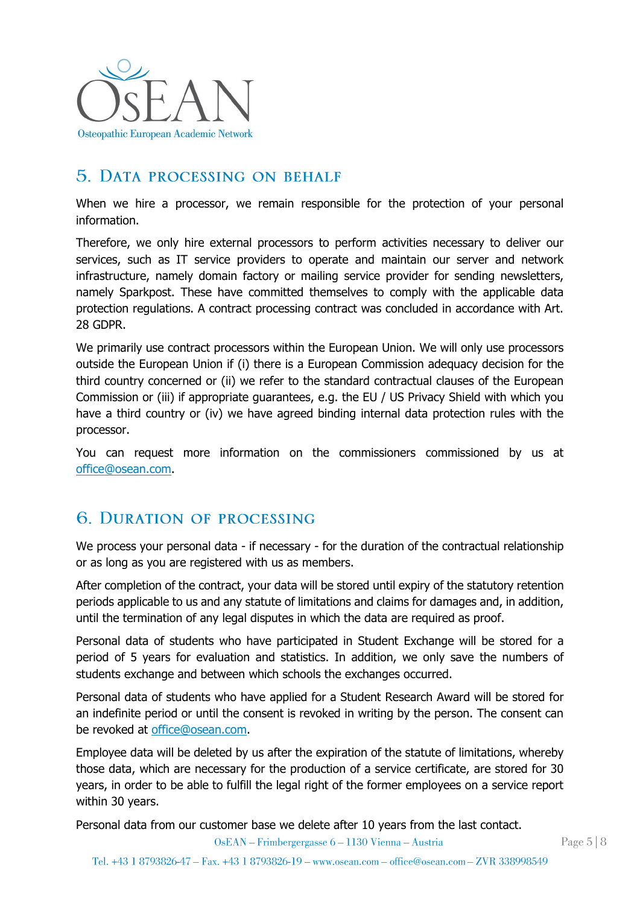## 5. Data processing on behalf

When we hire a processor, we remain responsible for the protection of your personal information.

Therefore, we only hire external processors to perform activities necessary to deliver our services, such as IT service providers to operate and maintain our server and network infrastructure, namely domain factory or mailing service provider for sending newsletters, namely Sparkpost. These have committed themselves to comply with the applicable data protection regulations. A contract processing contract was concluded in accordance with Art. 28 GDPR.

We primarily use contract processors within the European Union. We will only use processors outside the European Union if (i) there is a European Commission adequacy decision for the third country concerned or (ii) we refer to the standard contractual clauses of the European Commission or (iii) if appropriate guarantees, e.g. the EU / US Privacy Shield with which you have a third country or (iv) we have agreed binding internal data protection rules with the processor.

You can request more information on the commissioners commissioned by us at office@osean.com.

## 6. Duration of processing

We process your personal data - if necessary - for the duration of the contractual relationship or as long as you are registered with us as members.

After completion of the contract, your data will be stored until expiry of the statutory retention periods applicable to us and any statute of limitations and claims for damages and, in addition, until the termination of any legal disputes in which the data are required as proof.

Personal data of students who have participated in Student Exchange will be stored for a period of 5 years for evaluation and statistics. In addition, we only save the numbers of students exchange and between which schools the exchanges occurred.

Personal data of students who have applied for a Student Research Award will be stored for an indefinite period or until the consent is revoked in writing by the person. The consent can be revoked at office@osean.com.

Employee data will be deleted by us after the expiration of the statute of limitations, whereby those data, which are necessary for the production of a service certificate, are stored for 30 years, in order to be able to fulfill the legal right of the former employees on a service report within 30 years.

Personal data from our customer base we delete after 10 years from the last contact.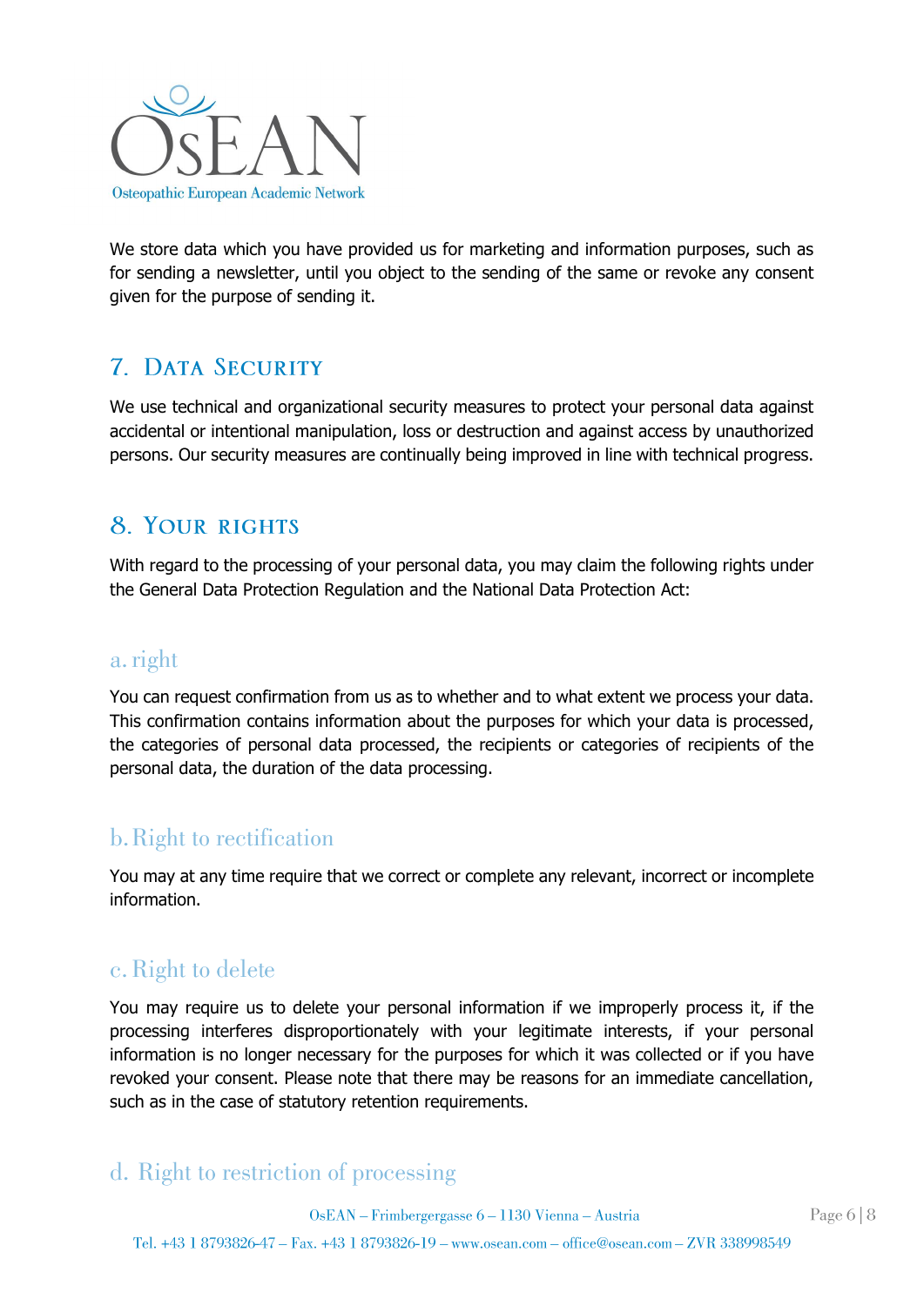We store data which you have provided us for marketing and information purposes, such as for sending a newsletter, until you object to the sending of the same or revoke any consent given for the purpose of sending it.

## 7. Data Security

We use technical and organizational security measures to protect your personal data against accidental or intentional manipulation, loss or destruction and against access by unauthorized persons. Our security measures are continually being improved in line with technical progress.

## 8. Your rights

With regard to the processing of your personal data, you may claim the following rights under the General Data Protection Regulation and the National Data Protection Act:

### a. right

You can request confirmation from us as to whether and to what extent we process your data. This confirmation contains information about the purposes for which your data is processed, the categories of personal data processed, the recipients or categories of recipients of the personal data, the duration of the data processing.

### b. Right to rectification

You may at any time require that we correct or complete any relevant, incorrect or incomplete information.

### c. Right to delete

You may require us to delete your personal information if we improperly process it, if the processing interferes disproportionately with your legitimate interests, if your personal information is no longer necessary for the purposes for which it was collected or if you have revoked your consent. Please note that there may be reasons for an immediate cancellation, such as in the case of statutory retention requirements.

### d. Right to restriction of processing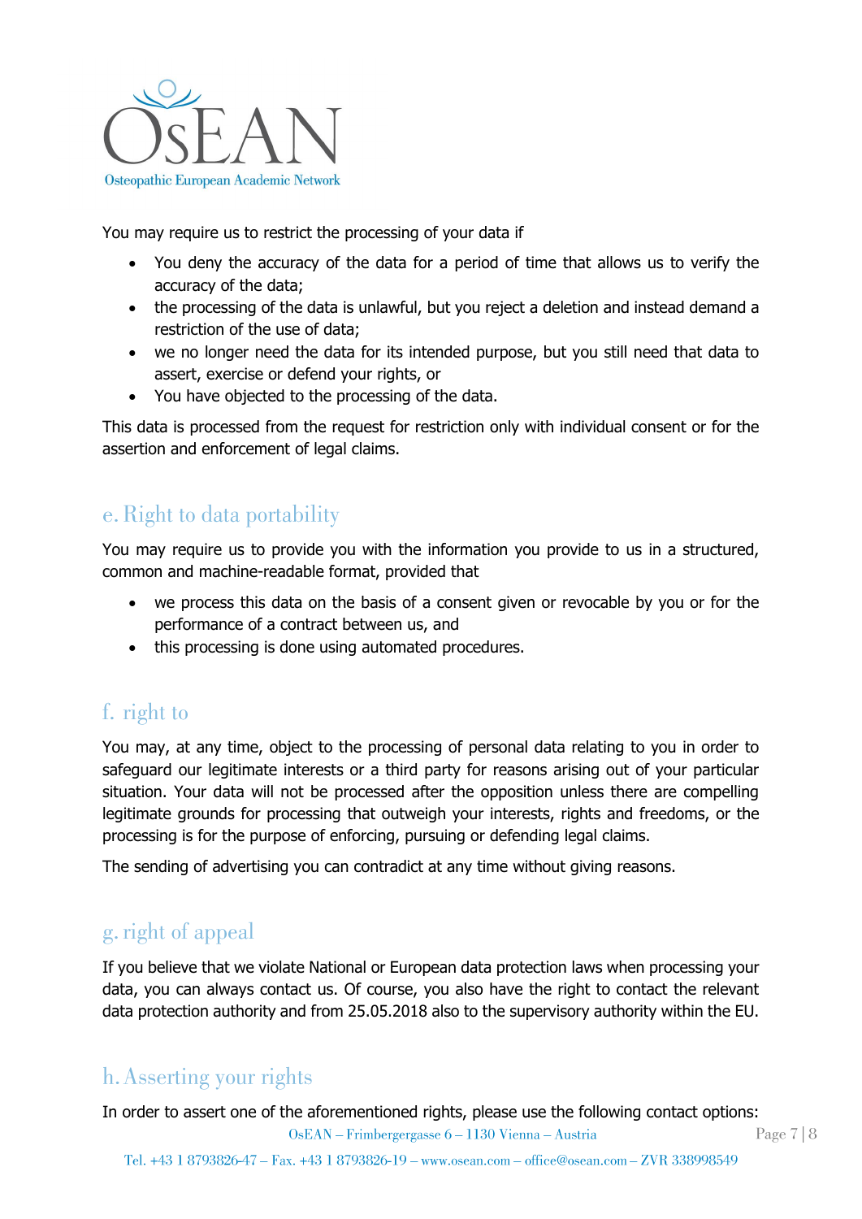You may require us to restrict the processing of your data if

- You deny the accuracy of the data for a period of time that allows us to verify the accuracy of the data;
- the processing of the data is unlawful, but you reject a deletion and instead demand a restriction of the use of data;
- we no longer need the data for its intended purpose, but you still need that data to assert, exercise or defend your rights, or
- You have objected to the processing of the data.

This data is processed from the request for restriction only with individual consent or for the assertion and enforcement of legal claims.

## e. Right to data portability

You may require us to provide you with the information you provide to us in a structured, common and machine-readable format, provided that

- we process this data on the basis of a consent given or revocable by you or for the performance of a contract between us, and
- this processing is done using automated procedures.

## f. right to

You may, at any time, object to the processing of personal data relating to you in order to safeguard our legitimate interests or a third party for reasons arising out of your particular situation. Your data will not be processed after the opposition unless there are compelling legitimate grounds for processing that outweigh your interests, rights and freedoms, or the processing is for the purpose of enforcing, pursuing or defending legal claims.

The sending of advertising you can contradict at any time without giving reasons.

## g. right of appeal

If you believe that we violate National or European data protection laws when processing your data, you can always contact us. Of course, you also have the right to contact the relevant data protection authority and from 25.05.2018 also to the supervisory authority within the EU.

## h. Asserting your rights

In order to assert one of the aforementioned rights, please use the following contact options: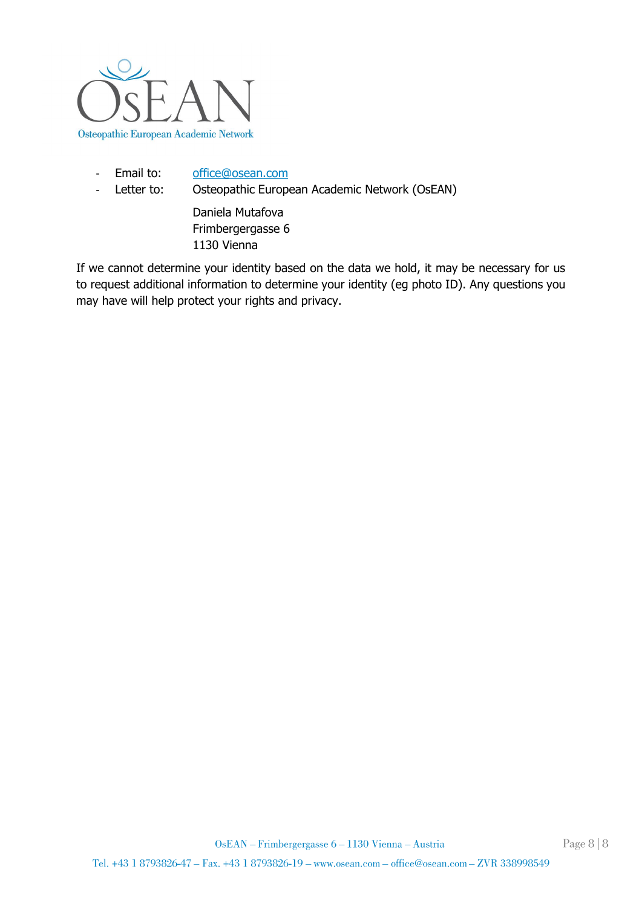- Email to: office@osean.com
- Letter to: Osteopathic European Academic Network (OsEAN)

  Daniela Mutafova
  Frimbergergasse 6
  1130 Vienna

If we cannot determine your identity based on the data we hold, it may be necessary for us to request additional information to determine your identity (eg photo ID). Any questions you may have will help protect your rights and privacy.